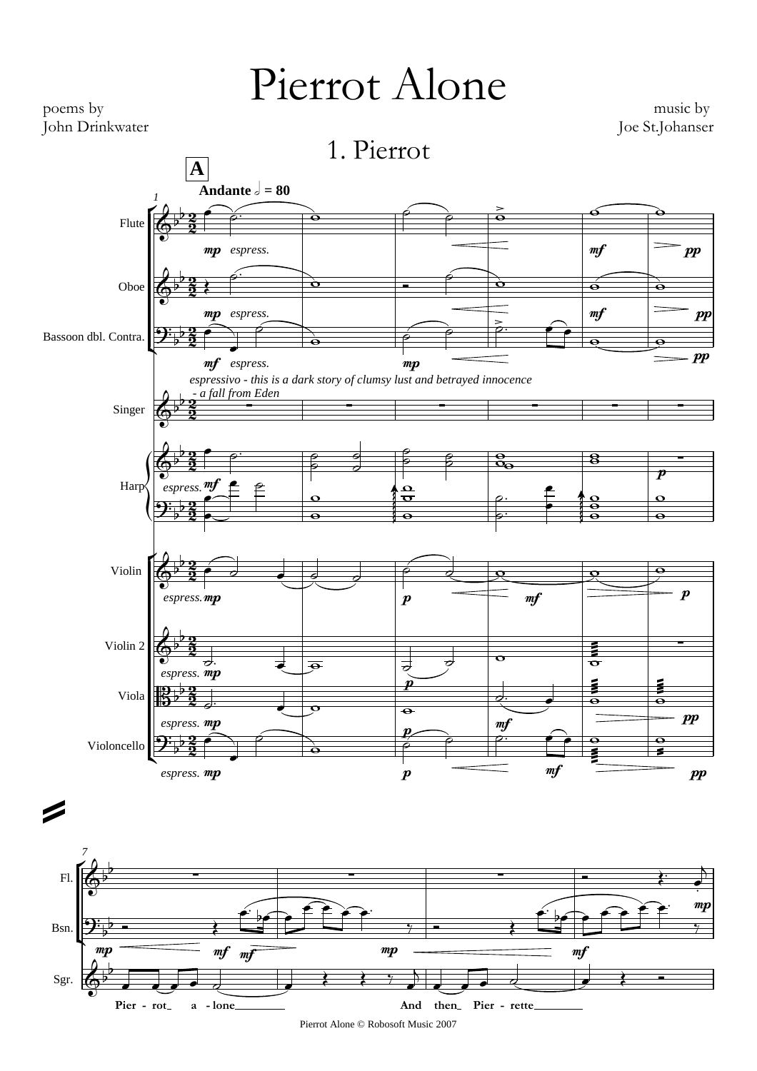# Pierrot Alone

poems by
John Drinkwater

music by
Joe St.Johanser

## 1. Pierrot

**A**

**Andante** 𝅗𝅥 = 80

*espressivo - this is a dark story of clumsy lust and betrayed innocence - a fall from Eden*

Flute, Oboe, Bassoon dbl. Contra., Singer, Harp, Violin, Violin 2, Viola, Violoncello

Pier - rot a - lone And then Pier - rette

Pierrot Alone © Robosoft Music 2007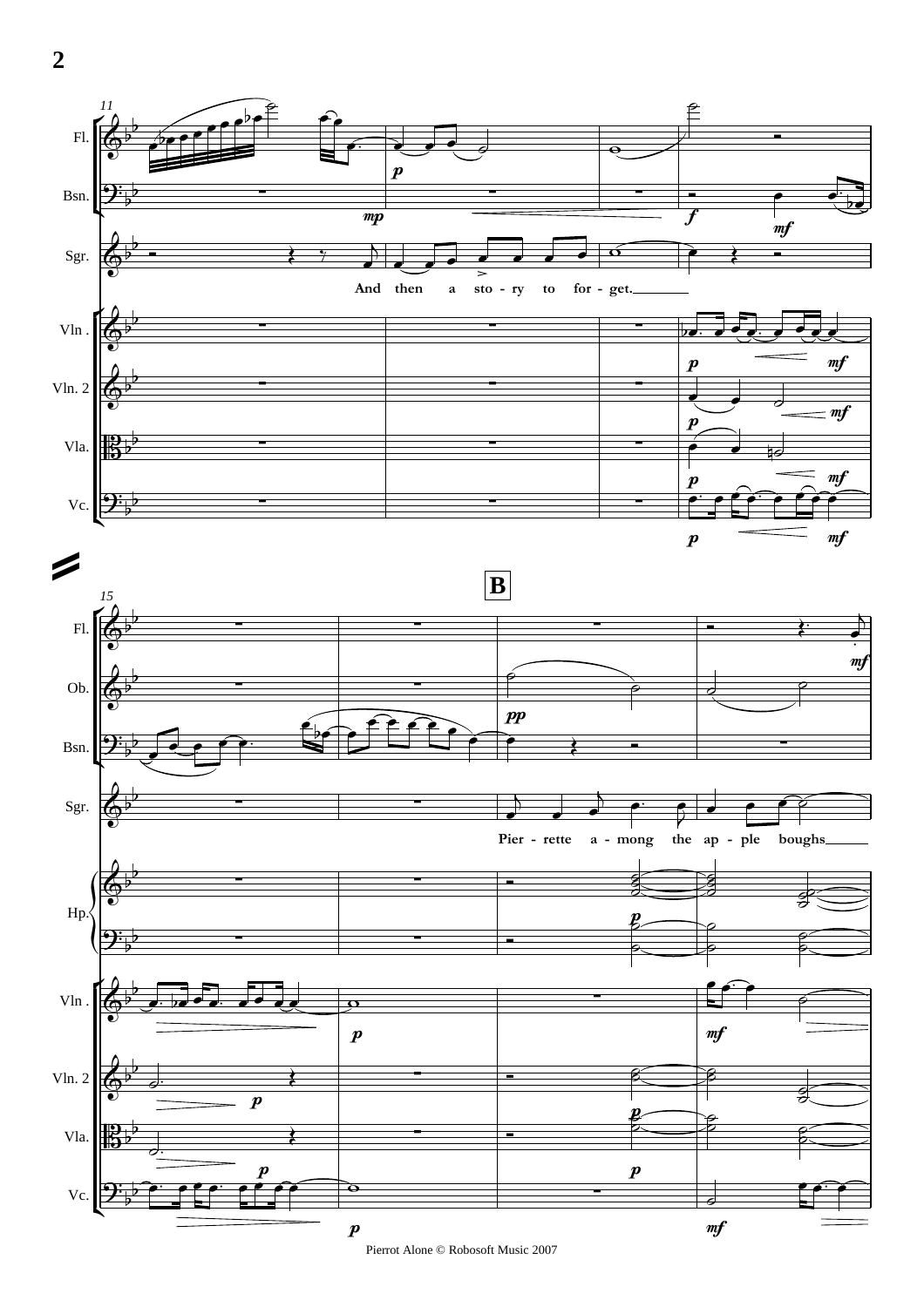Pierrot Alone © Robosoft Music 2007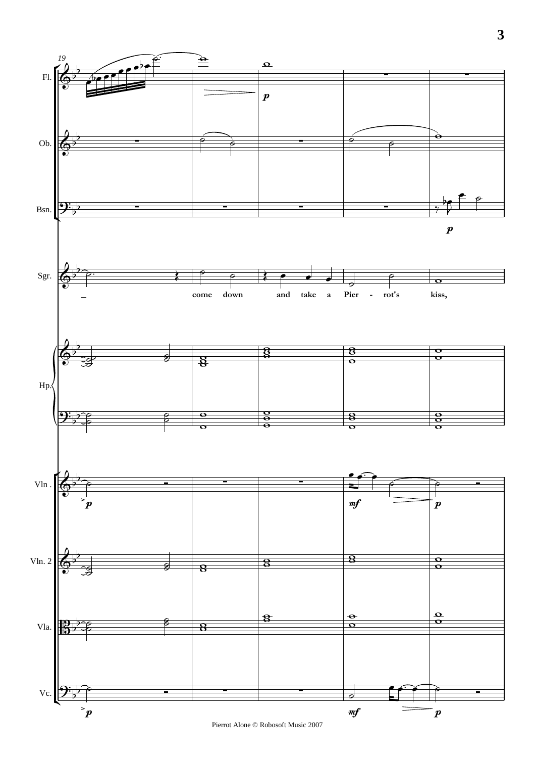19

Fl.

Ob.

Bsn.

Sgr.

come down and take a Pier - rot's kiss,

Hp.

Vln .

Vln. 2

Vla.

Vc.

Pierrot Alone © Robosoft Music 2007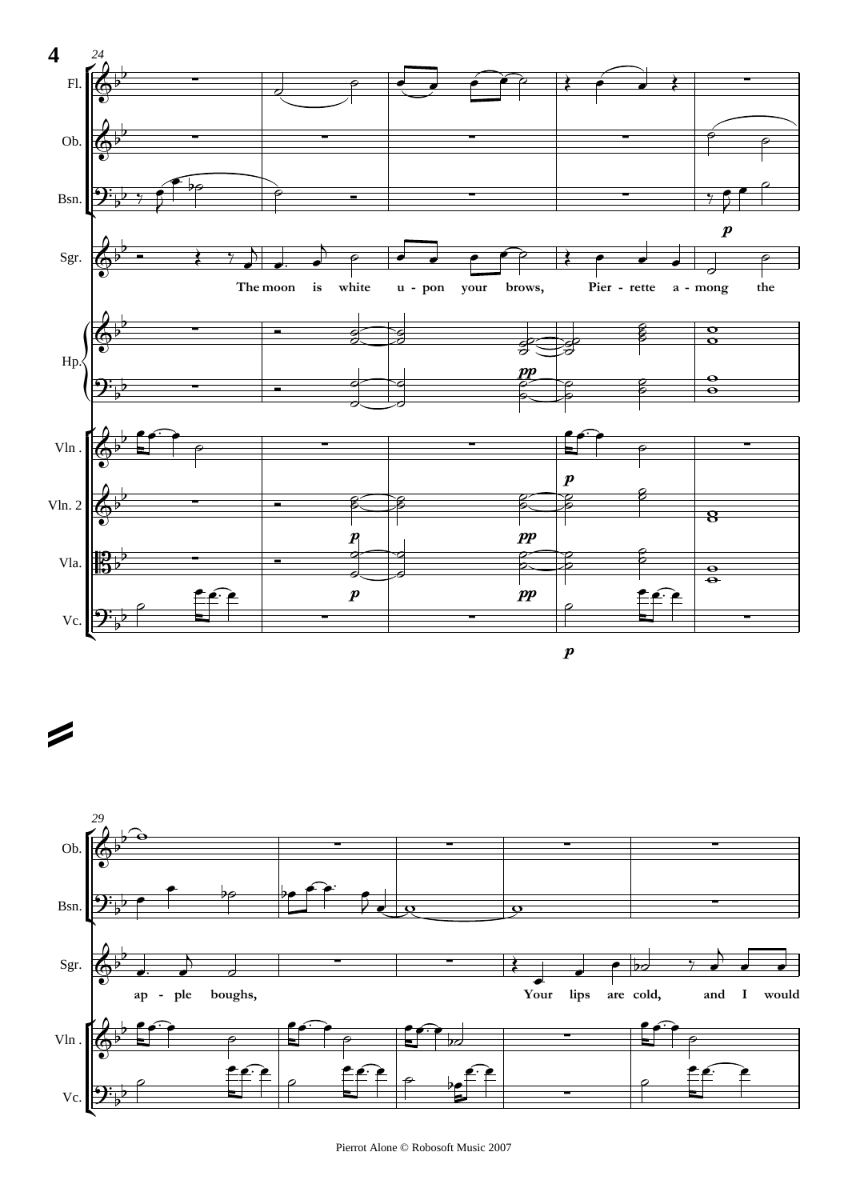24

Fl.

Ob.

Bsn.

Sgr.

The moon is white u - pon your brows, Pier - rette a - mong the

Hp.

Vln .

Vln. 2

Vla.

Vc.

*p* *pp* *p* *pp* *p* *pp* *p* *p*

29

Ob.

Bsn.

Sgr.

ap - ple boughs, Your lips are cold, and I would

Vln .

Vc.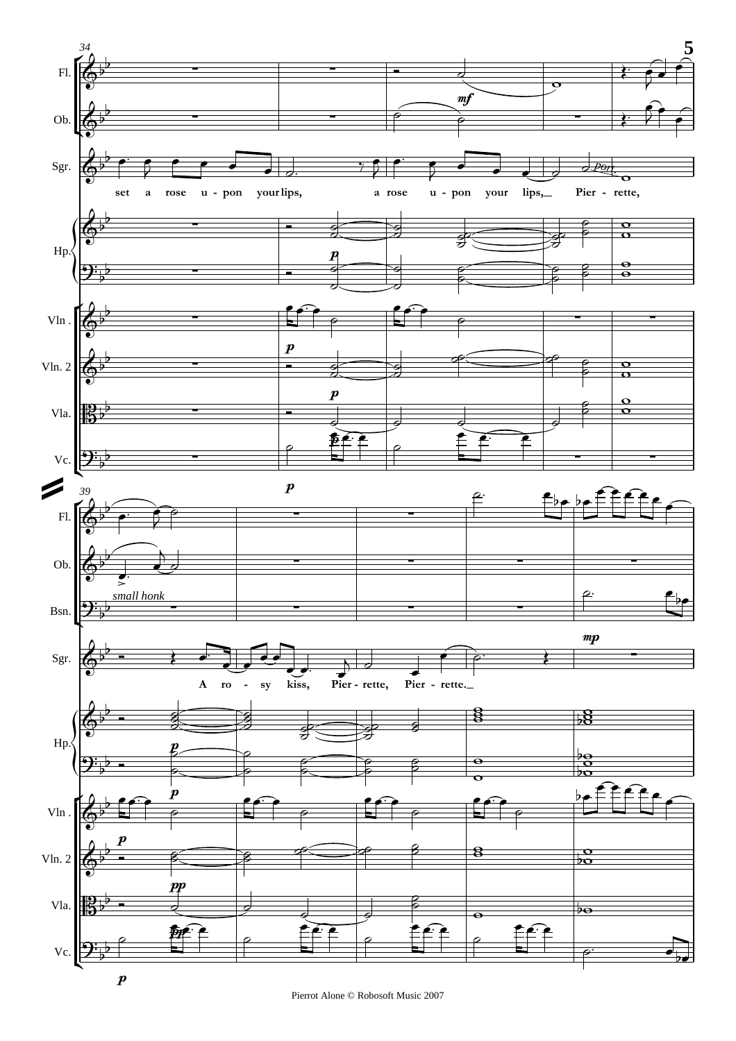34

Fl.
Ob.
Sgr.
Hp.
Vln .
Vln. 2
Vla.
Vc.

*mf*

set a rose u - pon your lips, a rose u - pon your lips, Pier - rette,

*port.*

*p*

39

Fl.
Ob.
Bsn.
Sgr.
Hp.
Vln .
Vln. 2
Vla.
Vc.

*small honk*

*mp*

A ro - sy kiss, Pier - rette, Pier - rette.

*p*

*pp*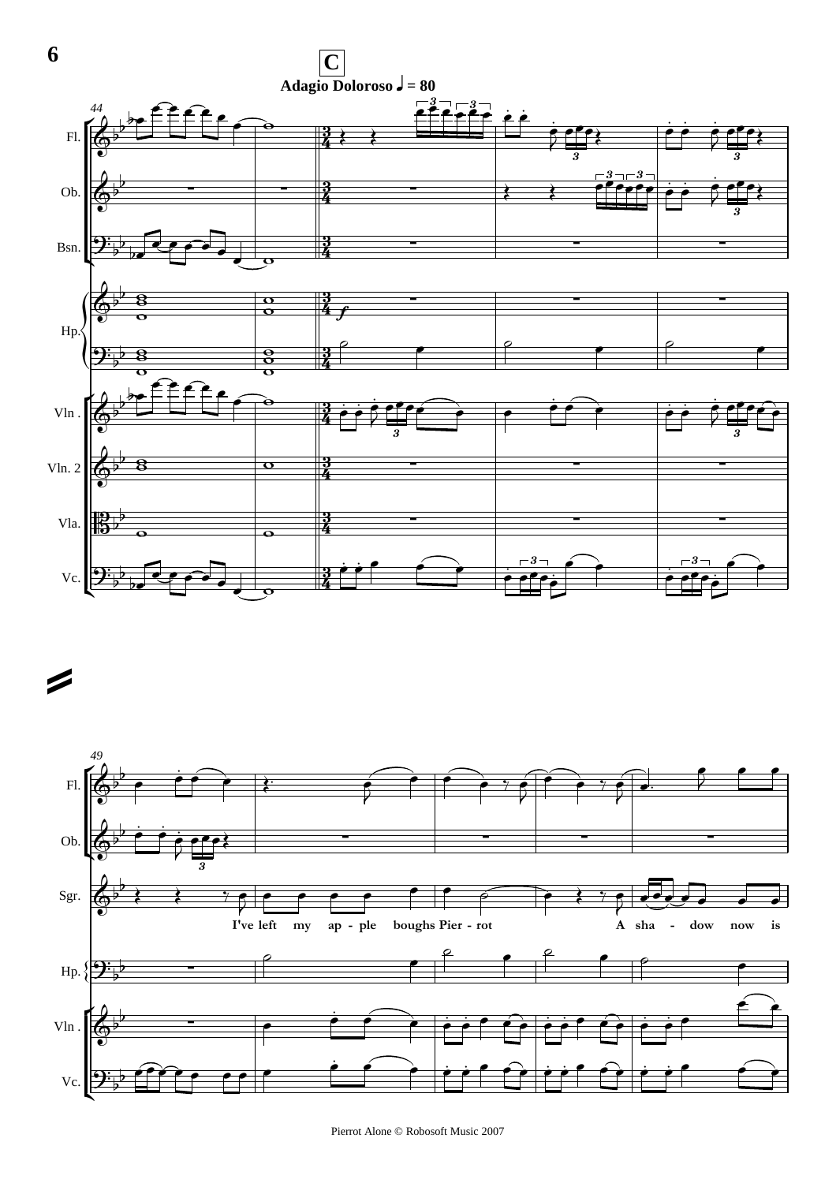C

Adagio Doloroso ♩ = 80

I've left my ap - ple boughs Pier - rot A sha - dow now is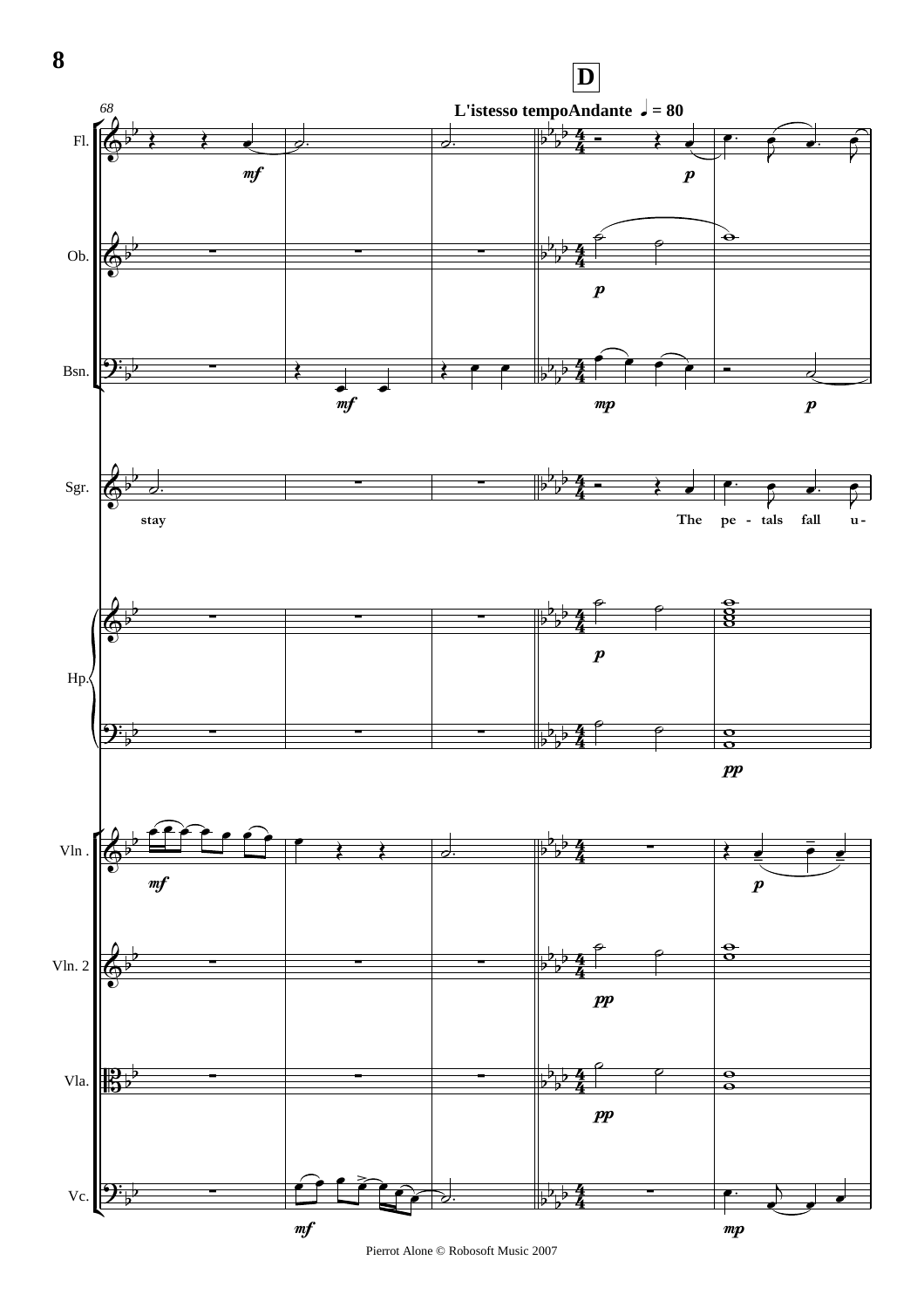**D**

L'istesso tempoAndante ♩ = 80

Fl.

Ob.

Bsn.

Sgr.

stay

The pe - tals fall u -

Hp.

Vln .

Vln. 2

Vla.

Vc.

Pierrot Alone © Robosoft Music 2007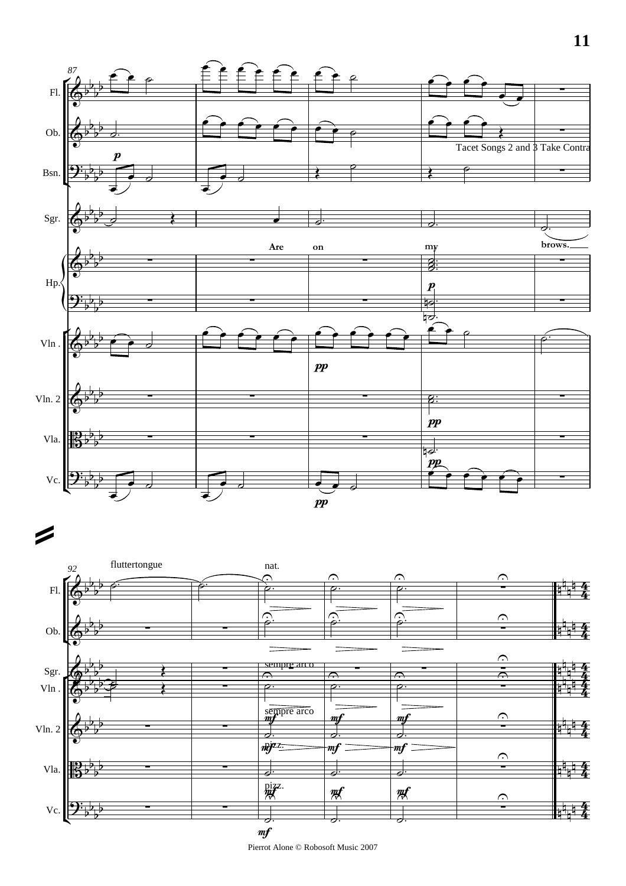Fl.

Ob.

Tacet Songs 2 and 3 Take Contra

Bsn.

Sgr.

Are on my brows.

Hp.

Vln .

Vln. 2

Vla.

Vc.

fluttertongue

nat.

sempre arco

sempre arco

pizz.

pizz.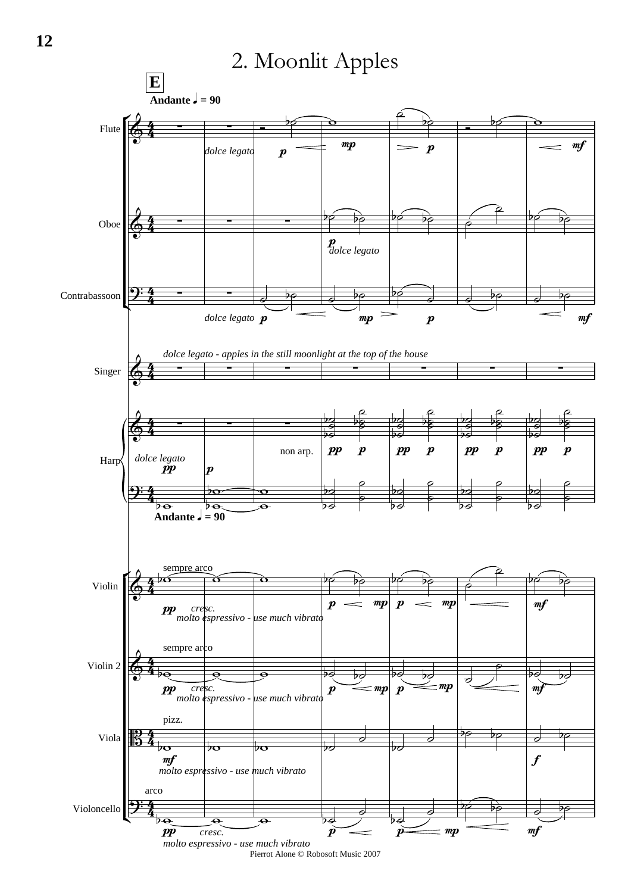# 2. Moonlit Apples

**E**

**Andante** ♩ = 90

Flute — *dolce legato* — **p** — **mp** — **p** — **mf**

Oboe — **p** *dolce legato*

Contrabassoon — *dolce legato* **p** — **mp** — **p** — **mf**

Singer — *dolce legato - apples in the still moonlight at the top of the house*

Harp — *dolce legato* **pp** — **p** — non arp. — **pp** **p**

**Andante** ♩ = 90

Violin — sempre arco — **pp** *cresc.* *molto espressivo - use much vibrato* — **p** — **mp** — **mf**

Violin 2 — sempre arco — **pp** *cresc.* *molto espressivo - use much vibrato* — **p** — **mp** — **mf**

Viola — pizz. — **mf** *molto espressivo - use much vibrato* — **f**

Violoncello — arco — **pp** *cresc.* *molto espressivo - use much vibrato* — **p** — **mp** — **mf**

Pierrot Alone © Robosoft Music 2007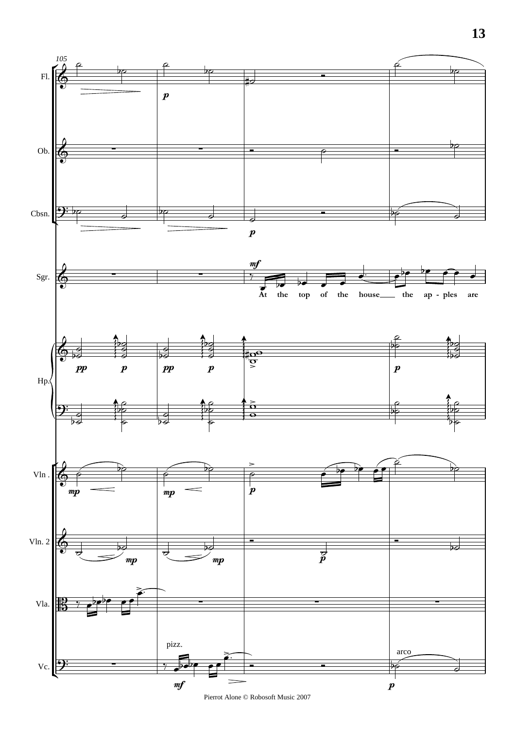105

Fl.

Ob.

Cbsn.

Sgr.

At the top of the house the ap - ples are

Hp.

Vln .

Vln. 2

Vla.

Vc.

pizz.

arco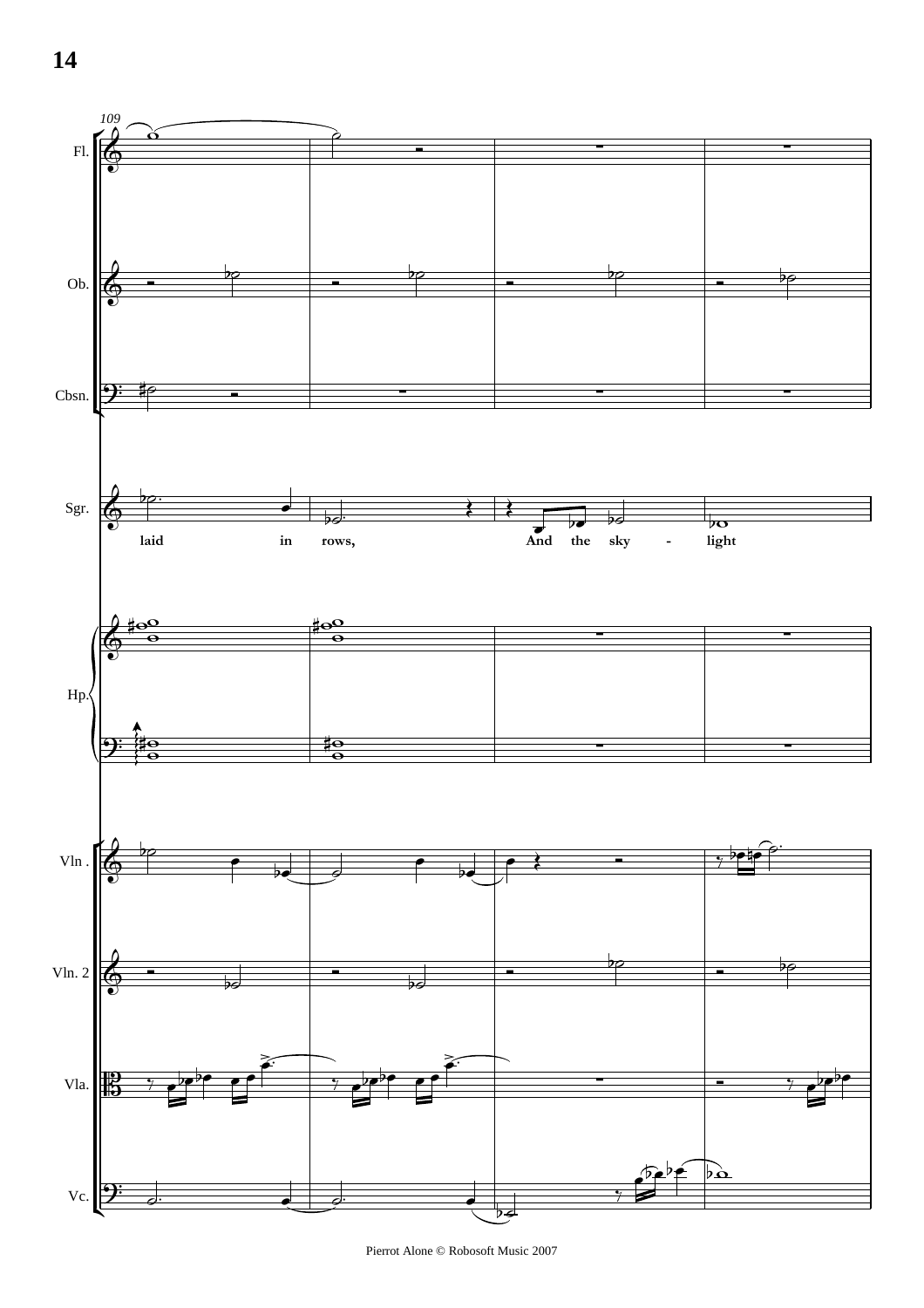109

Fl.

Ob.

Cbsn.

Sgr.

laid in rows, And the sky - light

Hp.

Vln .

Vln. 2

Vla.

Vc.

Pierrot Alone © Robosoft Music 2007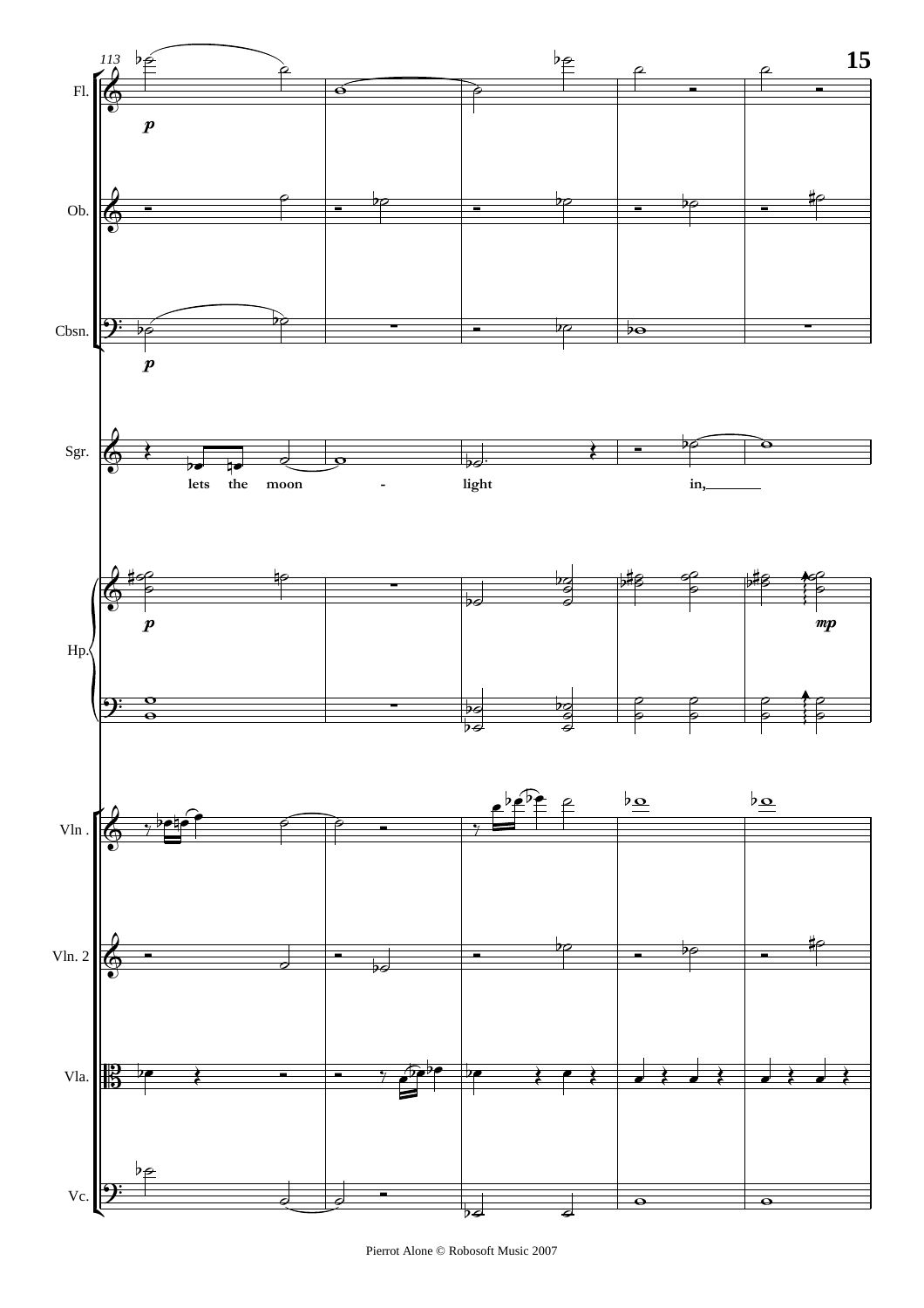113

Fl.

Ob.

Cbsn.

Sgr.

lets the moon - light in,

Hp.

Vln .

Vln. 2

Vla.

Vc.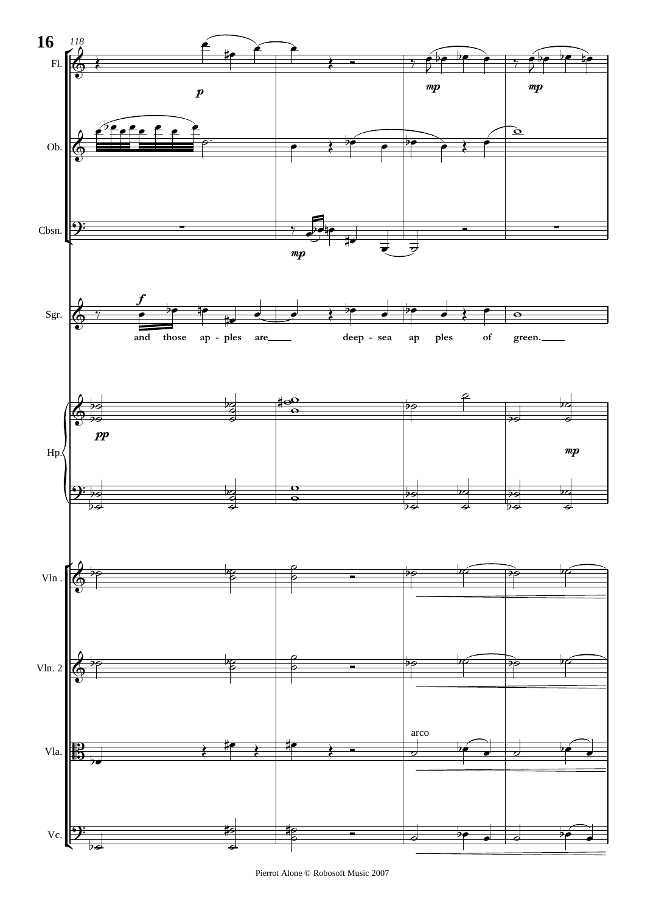and those ap - ples are deep - sea ap ples of green.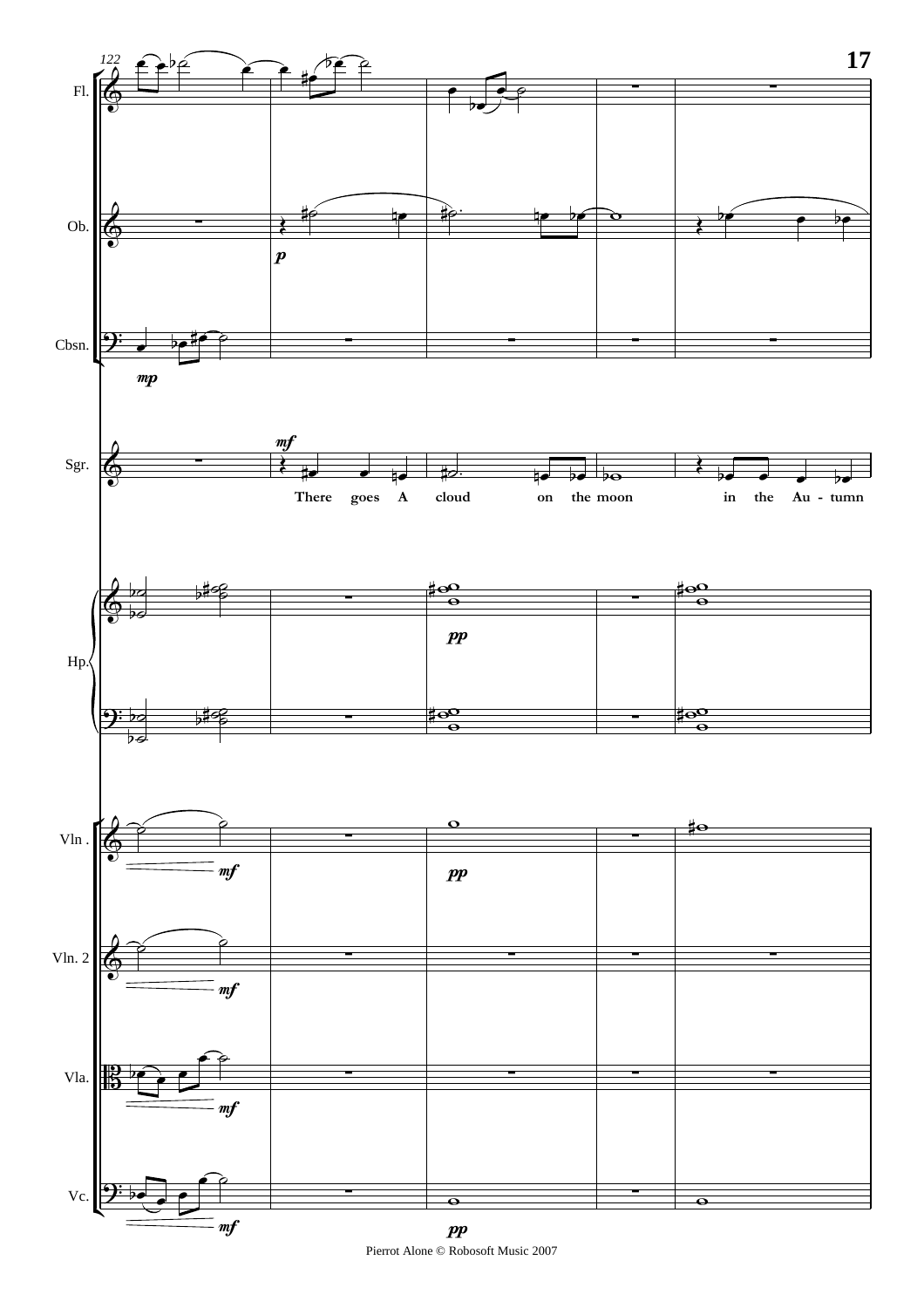There goes A cloud on the moon in the Au - tumn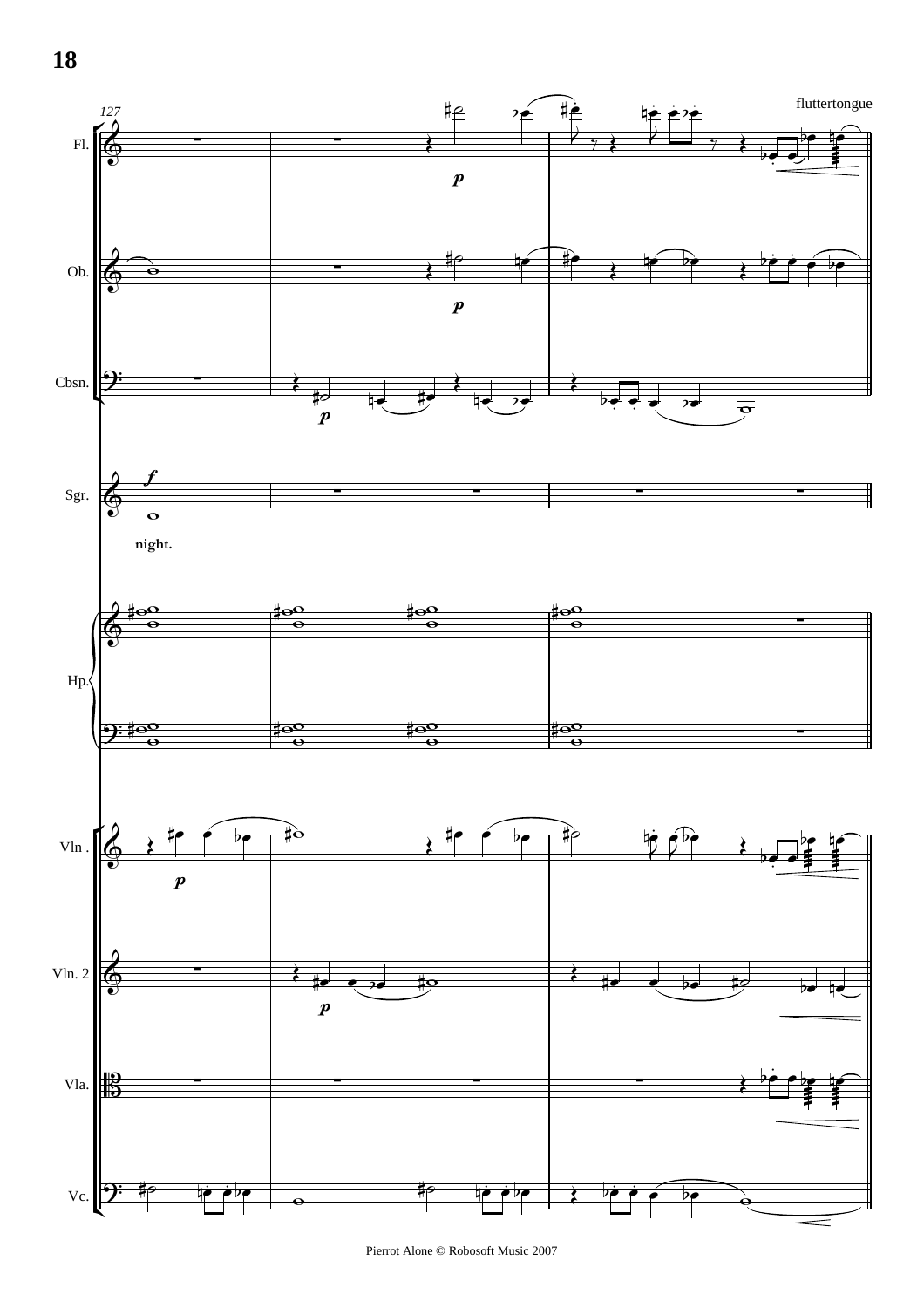127

fluttertongue

Fl.

Ob.

Cbsn.

Sgr.

night.

Hp.

Vln .

Vln. 2

Vla.

Vc.

Pierrot Alone © Robosoft Music 2007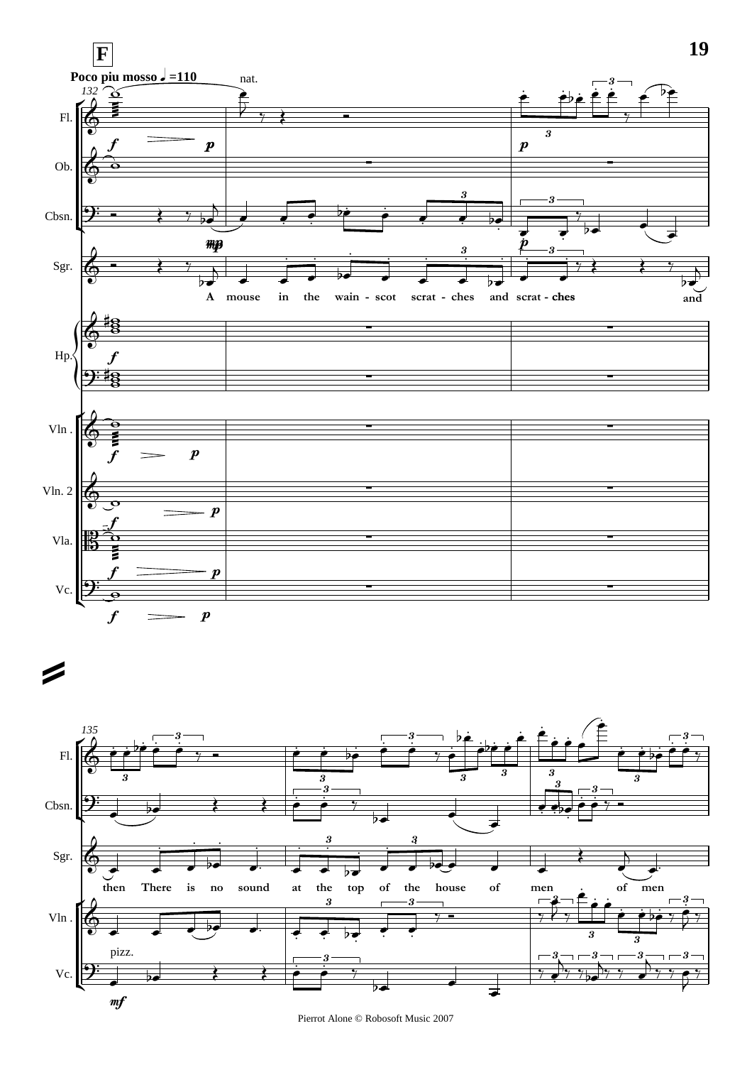**F**

Poco piu mosso ♩=110

A mouse in the wain - scot scrat - ches and scrat - ches and

then There is no sound at the top of the house of men of men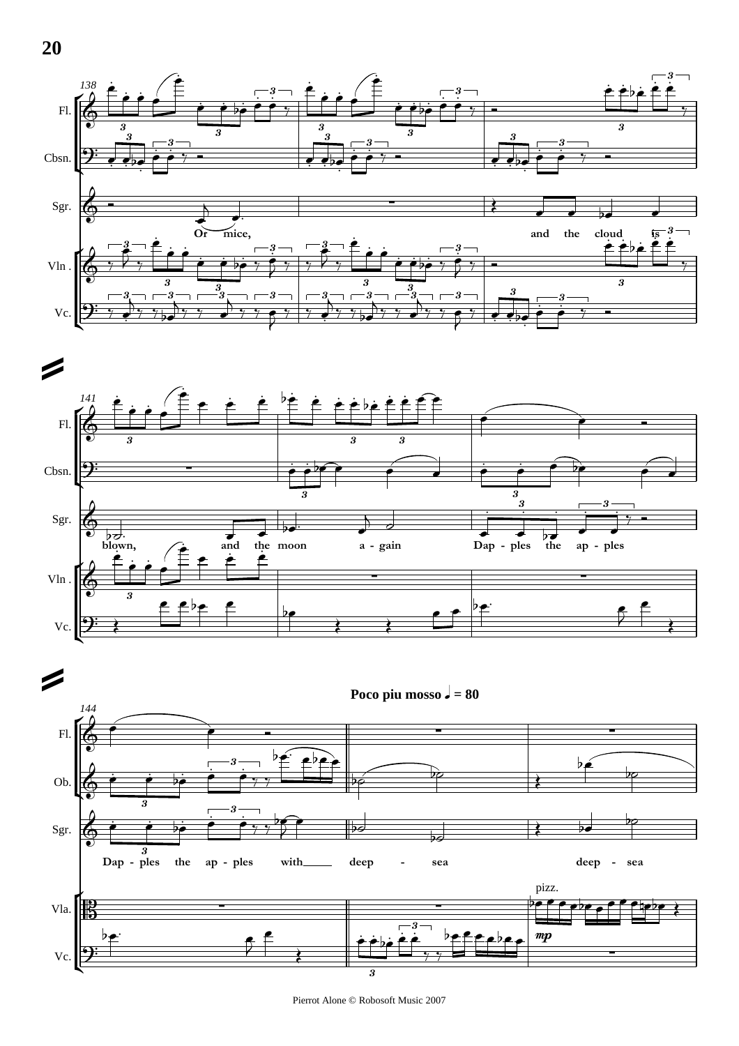Poco piu mosso ♩ = 80

Or mice, and the cloud is blown, and the moon a - gain Dap - ples the ap - ples Dap - ples the ap - ples with___ deep - sea deep - sea

pizz.

*mp*

Pierrot Alone © Robosoft Music 2007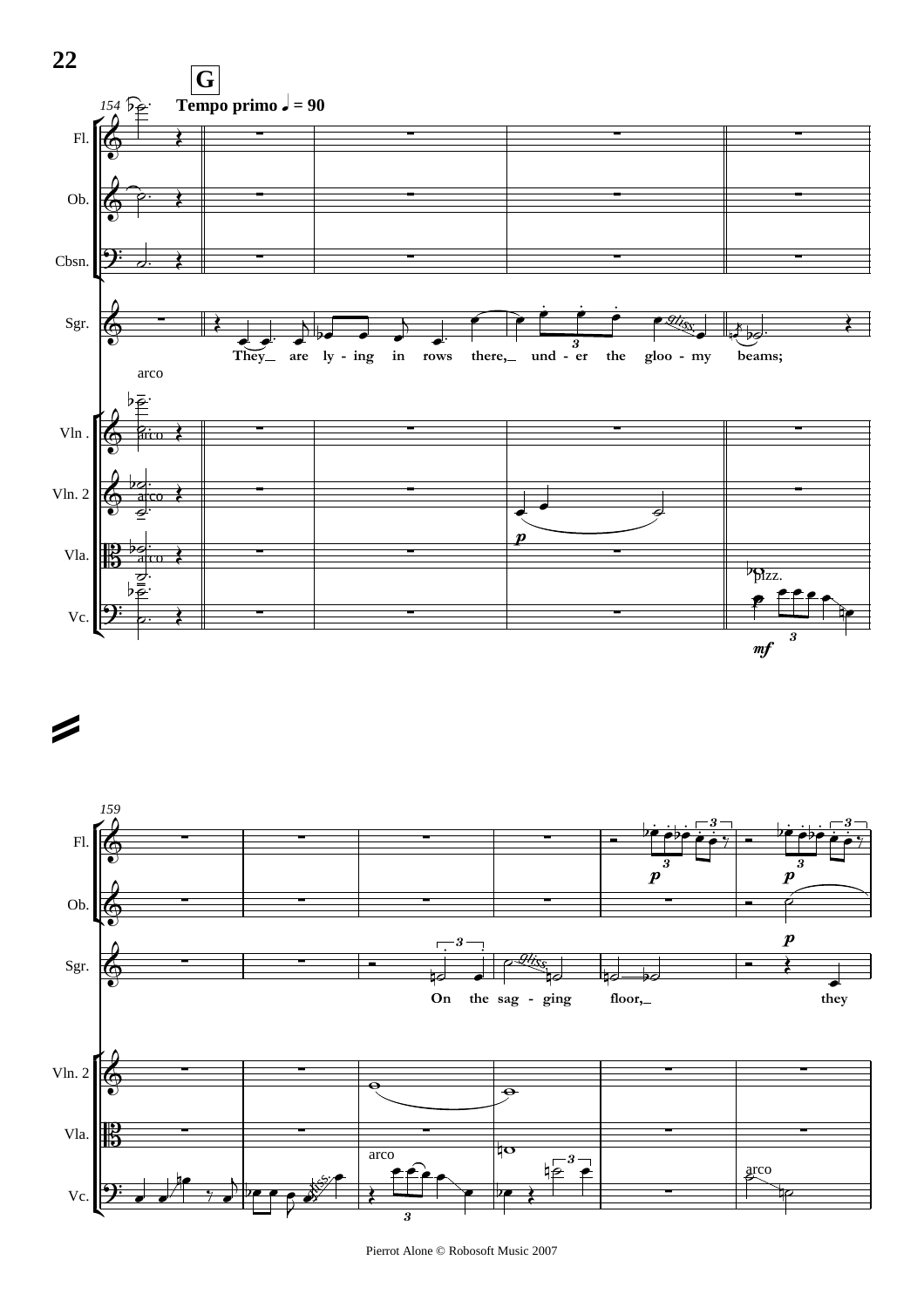**G**

**Tempo primo** ♩ = 90

They are ly - ing in rows there, und - er the gloo - my beams;

On the sag - ging floor, they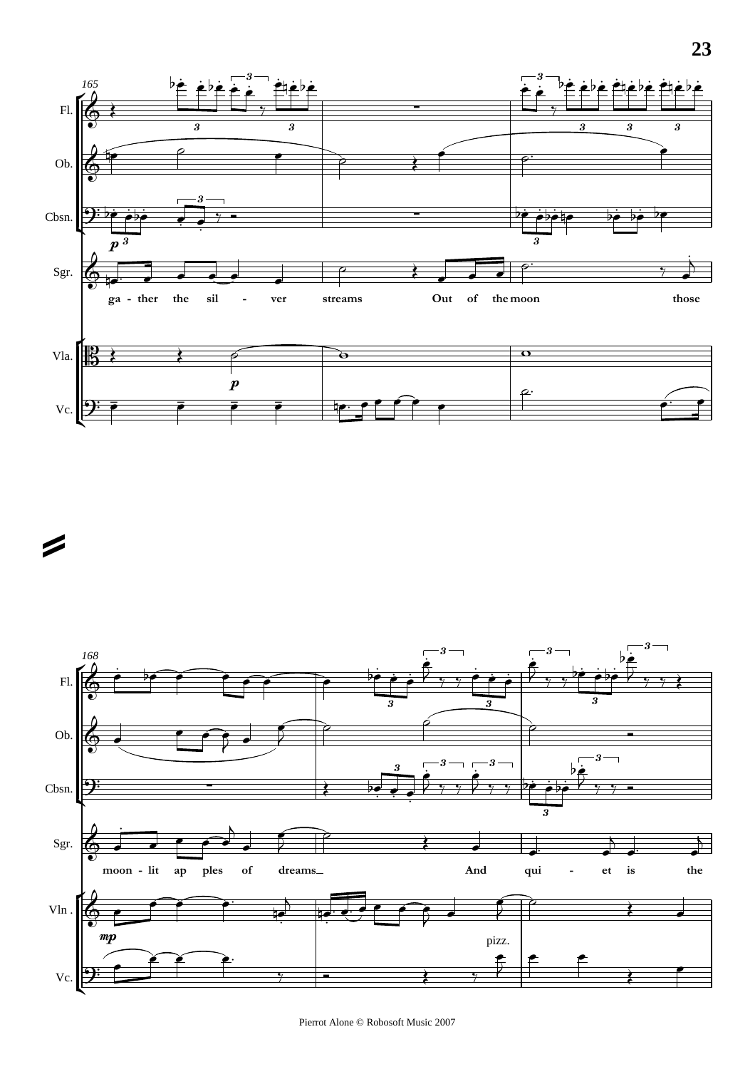165

Fl.
Ob.
Cbsn.
Sgr.
Vla.
Vc.

*p*

ga - ther the sil - ver streams Out of the moon those

168

Fl.
Ob.
Cbsn.
Sgr.
Vln .
Vc.

*mp*

pizz.

moon - lit ap ples of dreams_ And qui - et is the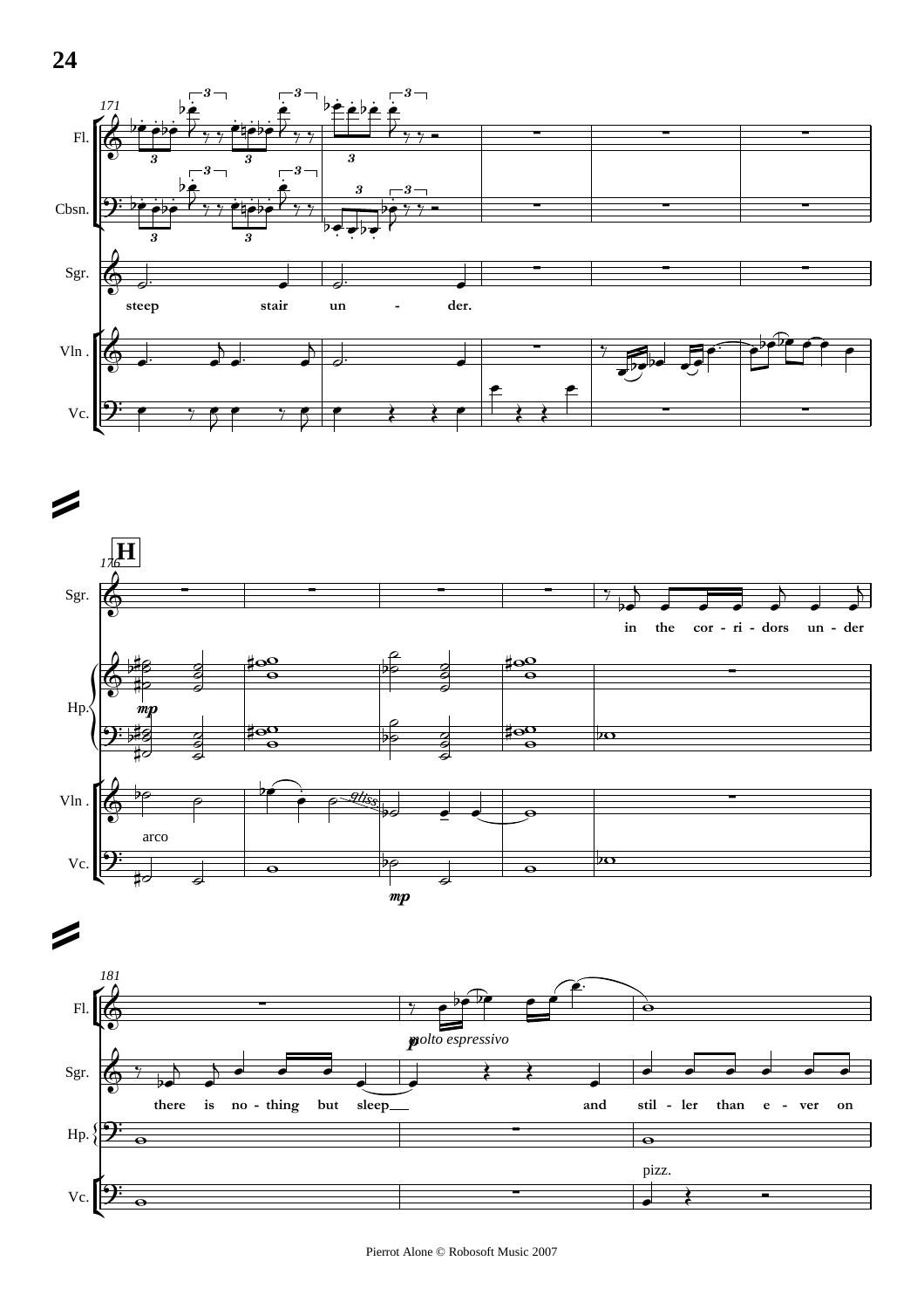171

Fl.

Cbsn.

Sgr.

steep stair un - der.

Vln.

Vc.

**H**

176

Sgr.

in the cor - ri - dors un - der

Hp.

*mp*

Vln.

gliss.

arco

Vc.

*mp*

181

Fl.

*p* *molto espressivo*

Sgr.

there is no - thing but sleep___ and stil - ler than e - ver on

Hp.

Vc.

pizz.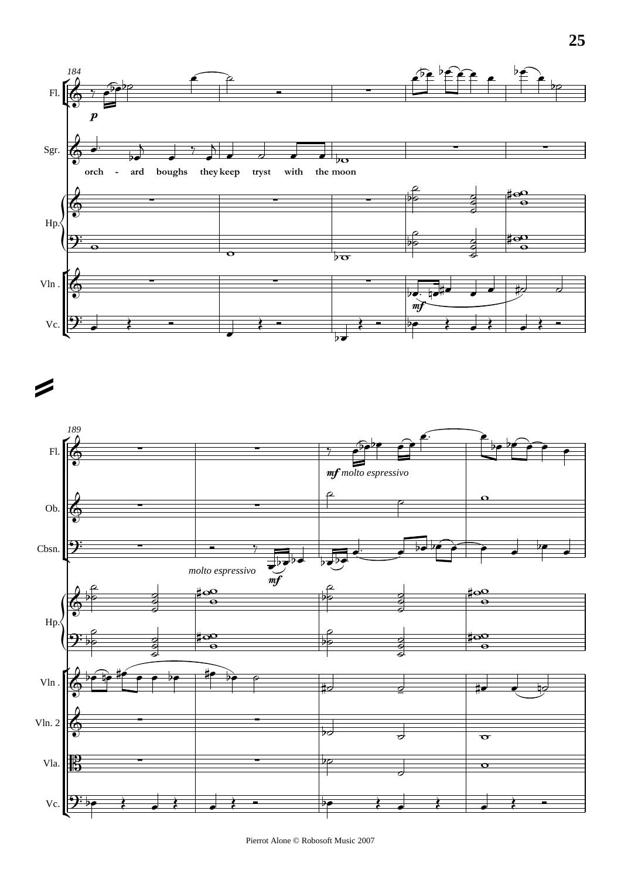184

Fl. — *p*

Sgr. — orch - ard boughs they keep tryst with the moon

Hp.

Vln.

Vc.

189

Fl. — *mf molto espressivo*

Ob.

Cbsn. — *molto espressivo*, *mf*

Hp.

Vln.

Vln. 2

Vla.

Vc.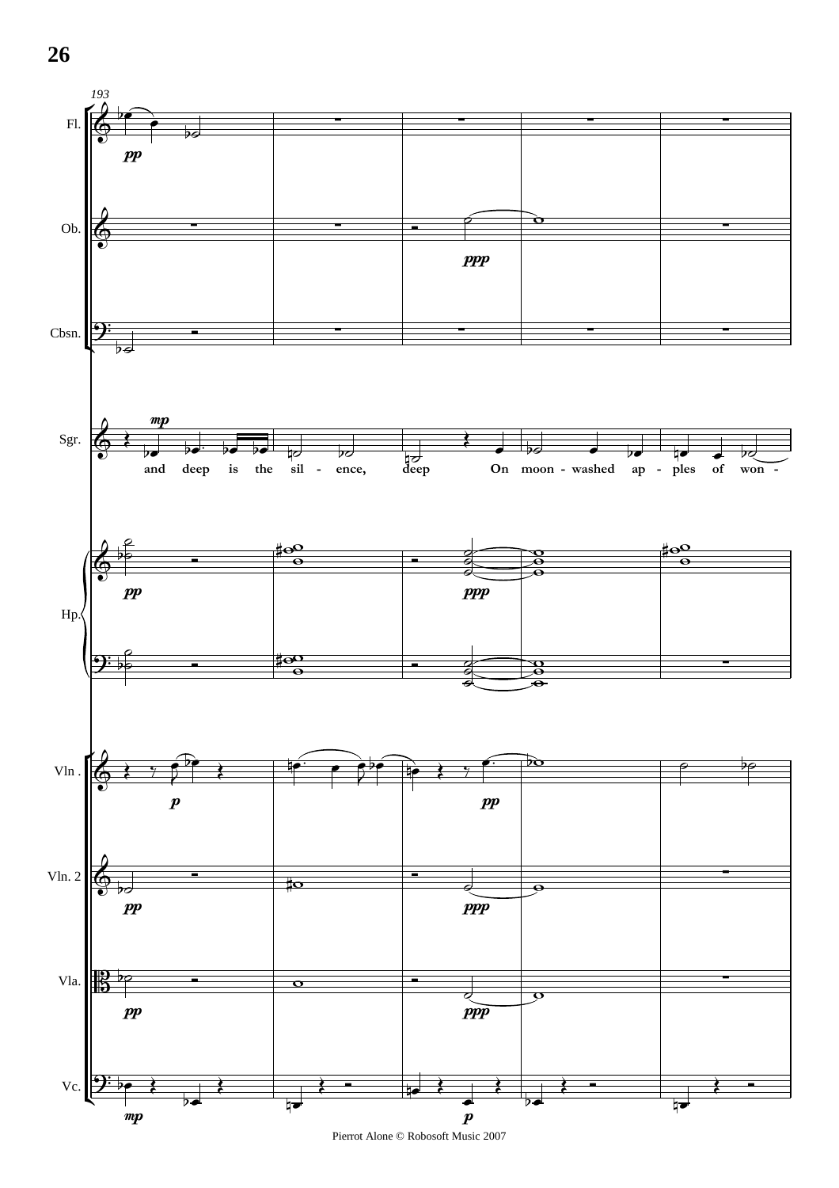193

Fl.

Ob.

Cbsn.

Sgr.

and deep is the sil - ence, deep On moon - washed ap - ples of won -

Hp.

Vln .

Vln. 2

Vla.

Vc.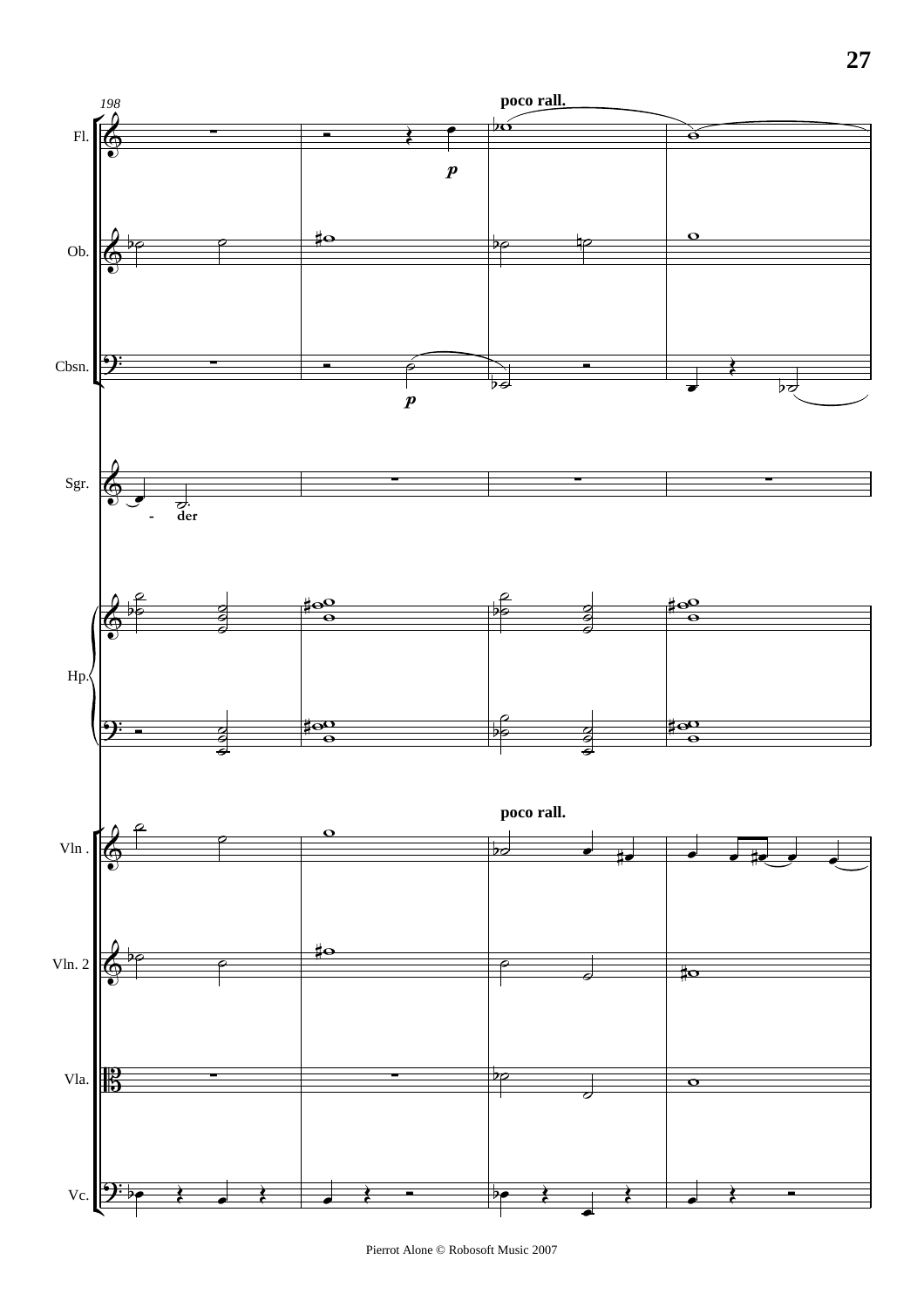198

poco rall.

Fl.

Ob.

Cbsn.

Sgr.

- der

Hp.

poco rall.

Vln .

Vln. 2

Vla.

Vc.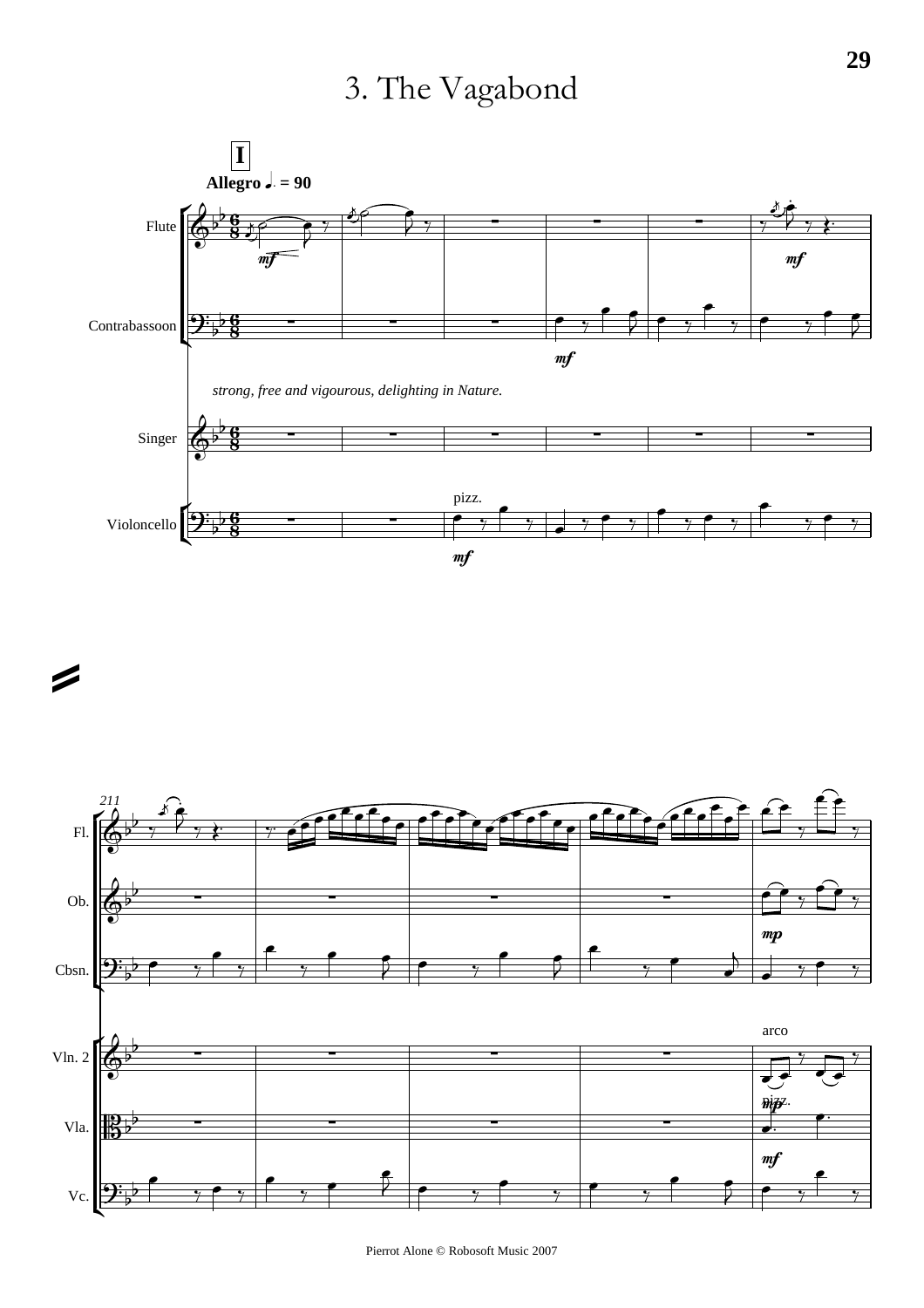# 3. The Vagabond

**I**

**Allegro ♩. = 90**

*strong, free and vigourous, delighting in Nature.*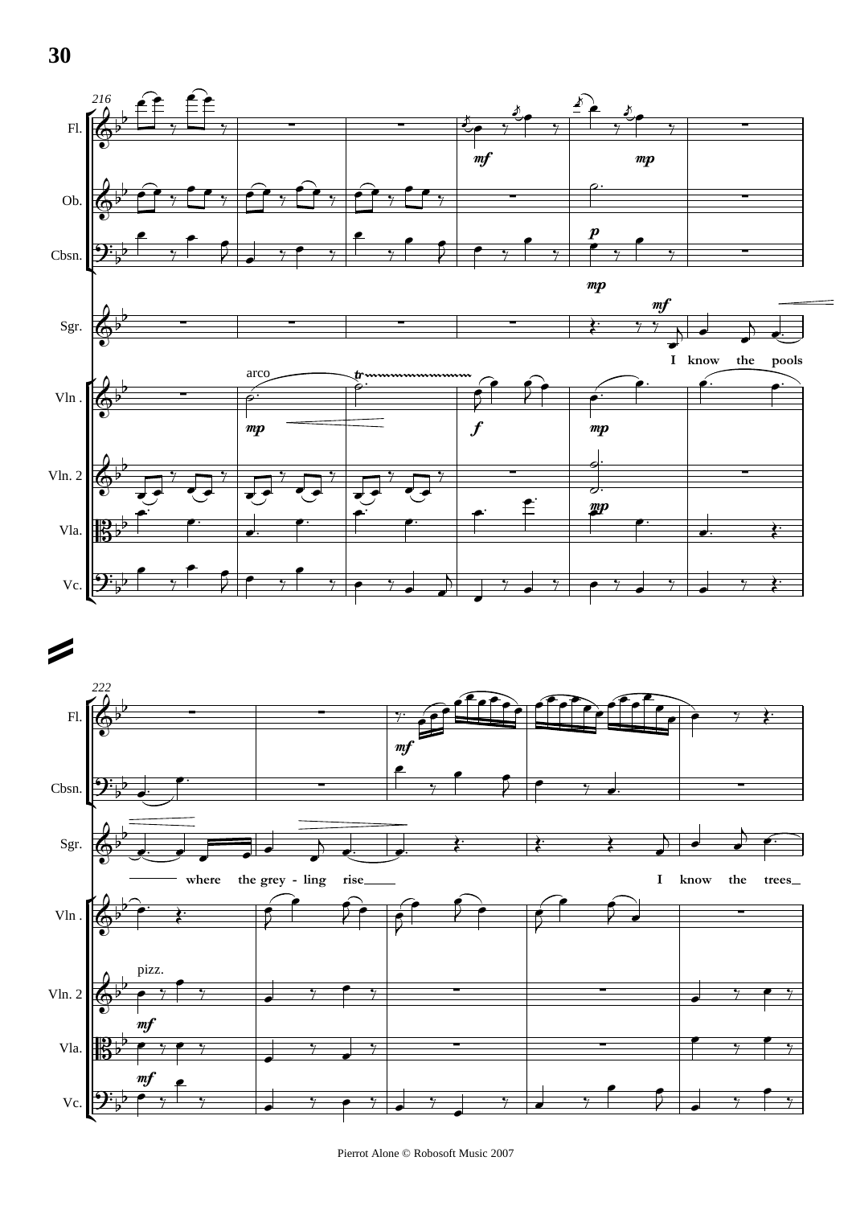216

Fl.

Ob.

Cbsn.

Sgr.

I know the pools

Vln .

arco

Vln. 2

Vla.

Vc.

222

Fl.

Cbsn.

Sgr.

where the grey - ling rise

I know the trees

Vln .

Vln. 2

pizz.

Vla.

Vc.

Pierrot Alone © Robosoft Music 2007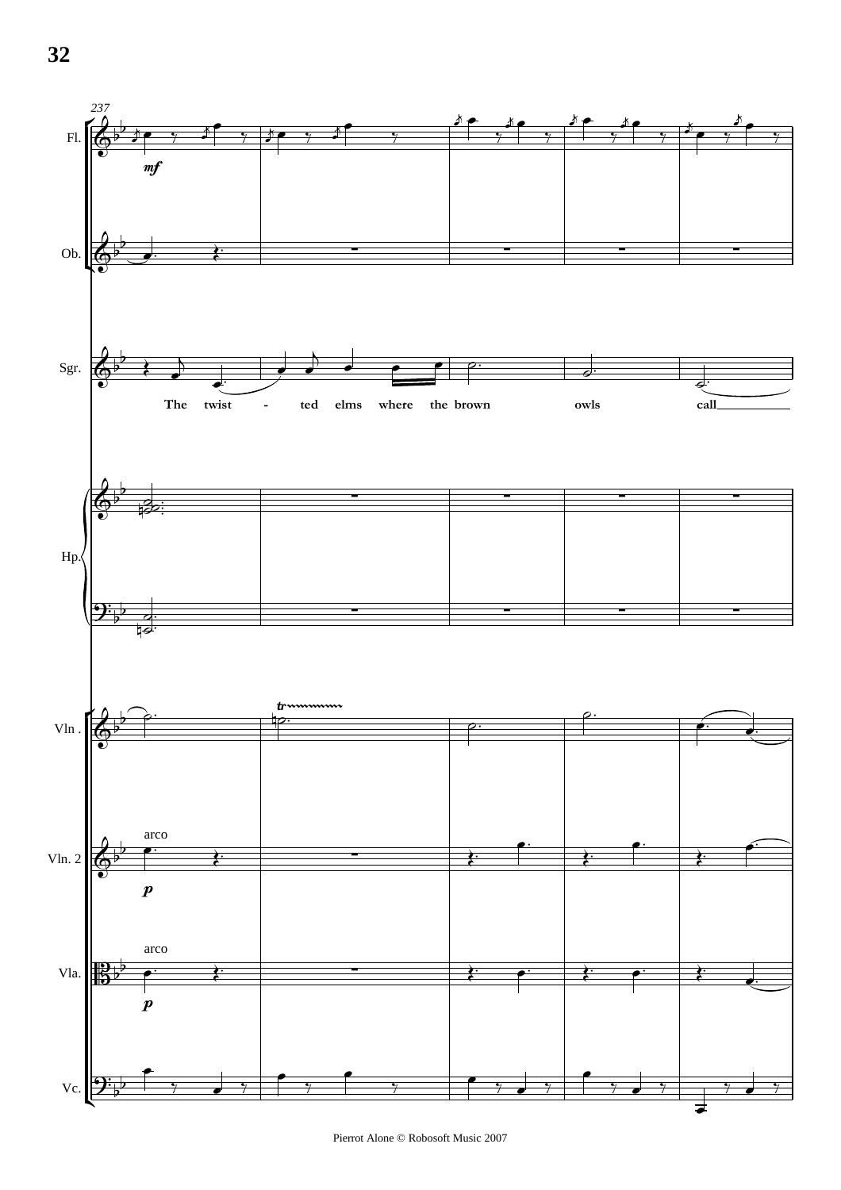237

Fl.

*mf*

Ob.

Sgr.

The twist - ted elms where the brown owls call

Hp.

Vln .

Vln. 2

arco

*p*

Vla.

arco

*p*

Vc.

Pierrot Alone © Robosoft Music 2007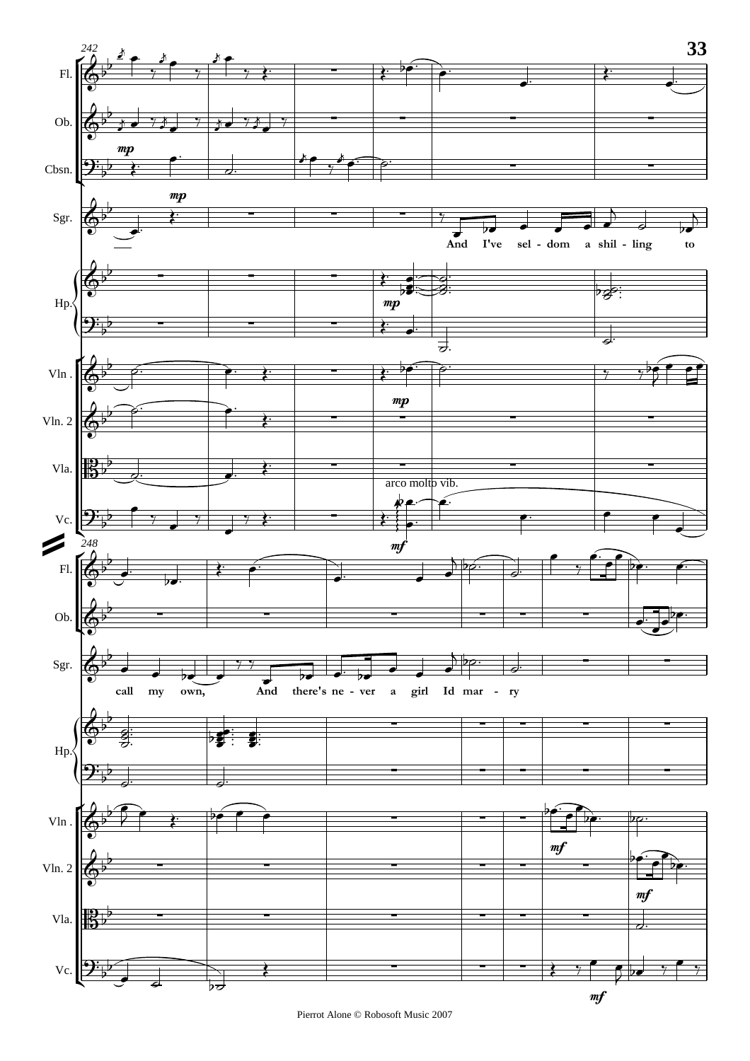And I've seldom a shilling to call my own, And there's never a girl Id marry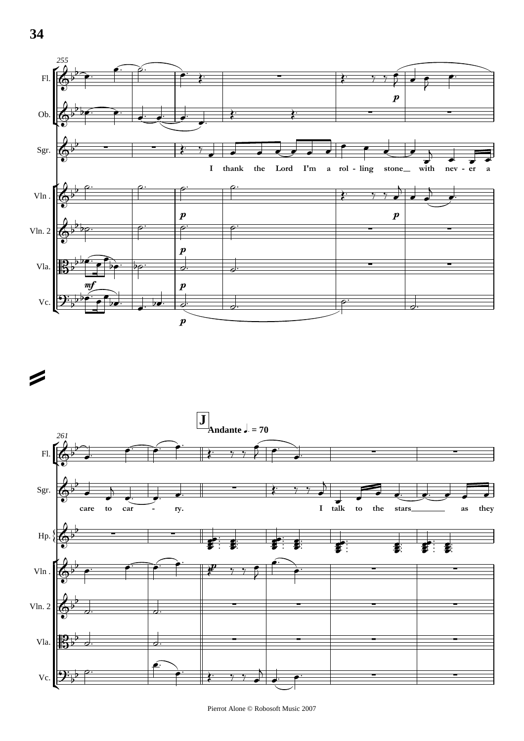255

Fl.

Ob.

Sgr.

I thank the Lord I'm a rol - ling stone with nev - er a

Vln .

Vln. 2

Vla.

Vc.

261

**J** Andante ♩. = 70

Fl.

Sgr.

care to car - ry. I talk to the stars as they

Hp.

Vln .

Vln. 2

Vla.

Vc.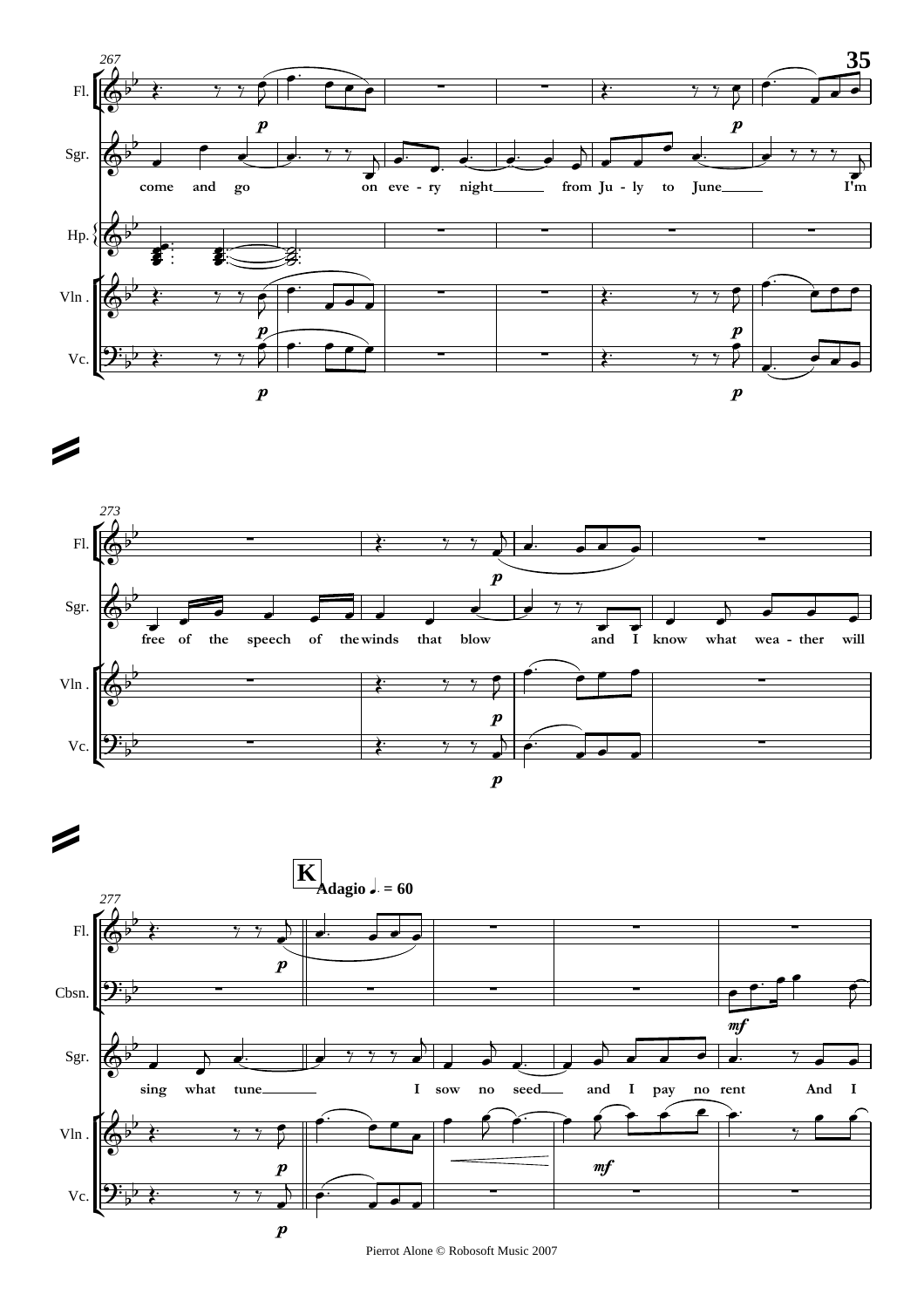**K** Adagio ♩. = 60

Sgr.: come and go on eve - ry night from Ju - ly to June I'm free of the speech of the winds that blow and I know what wea - ther will sing what tune I sow no seed and I pay no rent And I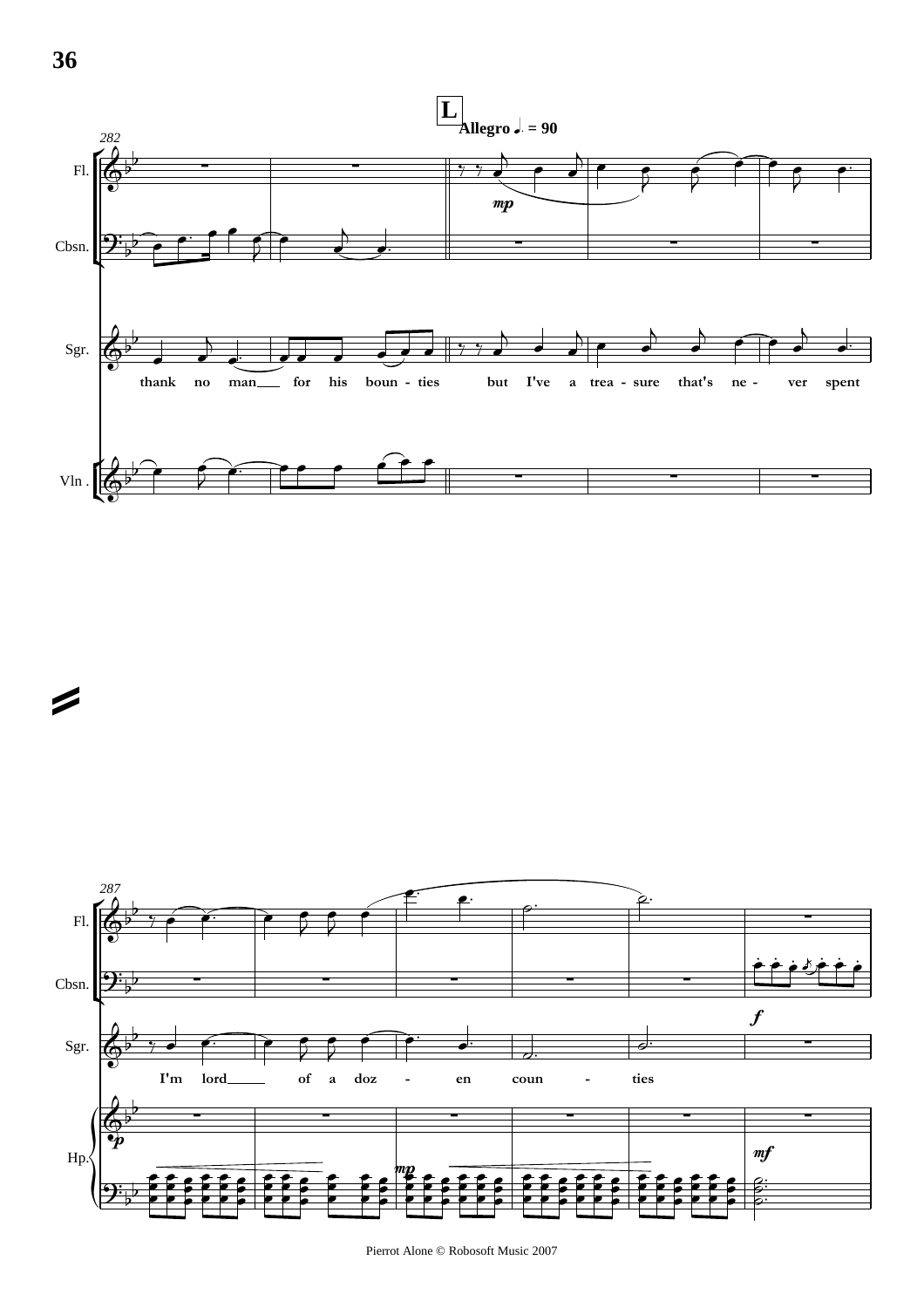**L** Allegro ♩. = 90

282

Fl.

Cbsn.

Sgr.

thank no man for his boun - ties but I've a trea - sure that's ne - ver spent

Vln.

287

Fl.

Cbsn.

Sgr.

I'm lord of a doz - en coun - ties

Hp.

Pierrot Alone © Robosoft Music 2007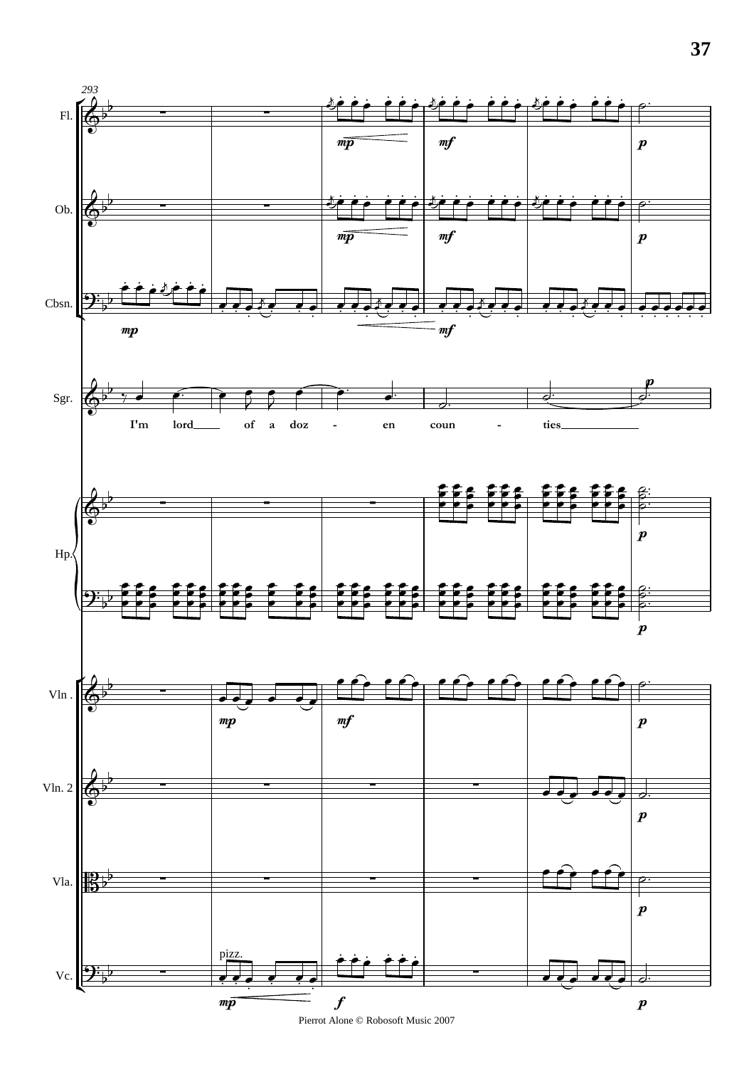293

Fl.

Ob.

Cbsn.

Sgr.

I'm lord of a doz - en coun - ties

Hp.

Vln .

Vln. 2

Vla.

Vc.

pizz.

Pierrot Alone © Robosoft Music 2007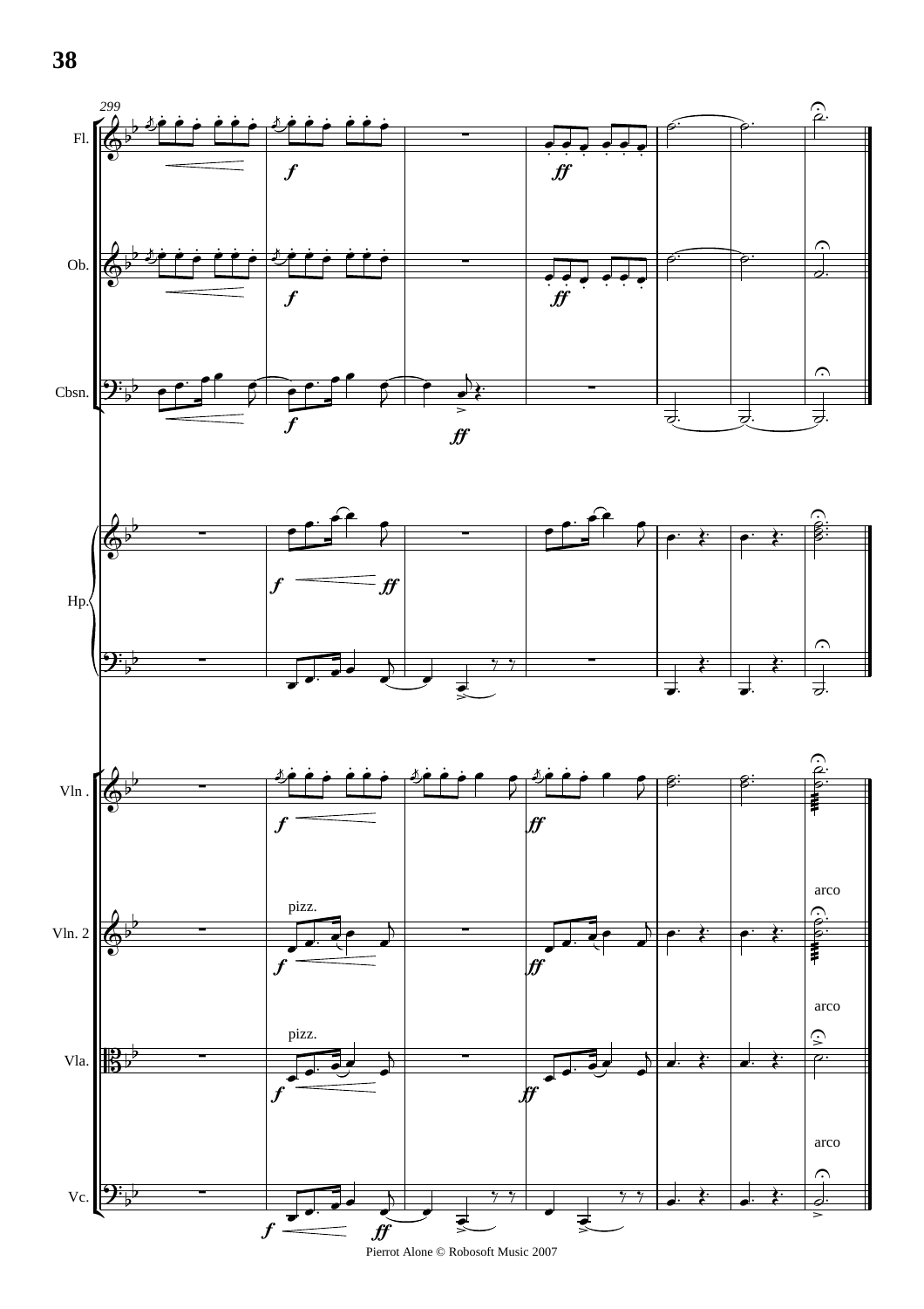299

Fl.

Ob.

Cbsn.

Hp.

Vln .

Vln. 2

Vla.

Vc.

pizz.

pizz.

arco

arco

arco

*f*

*ff*